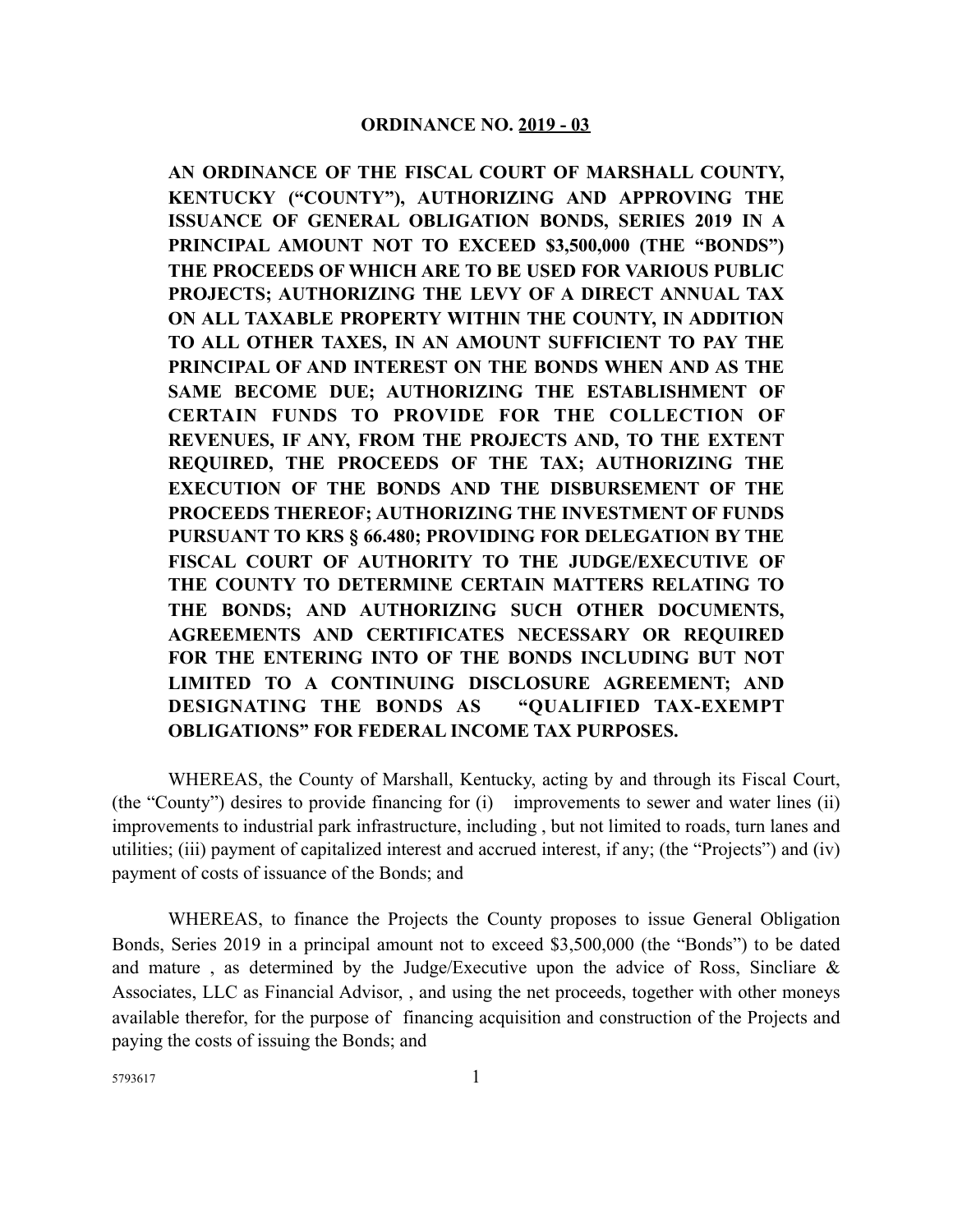# ORDINANCE NO. 2019 - 03

**AN ORDINANCE OF THE FISCAL COURT OF MARSHALL COUNTY, KENTUCKY ("COUNTY"), AUTHORIZING AND APPROVING THE ISSUANCE OF GENERAL OBLIGATION BONDS, SERIES 2019 IN A PRINCIPAL AMOUNT NOT TO EXCEED $3,500,000 (THE "BONDS") THE PROCEEDS OF WHICH ARE TO BE USED FOR VARIOUS PUBLIC PROJECTS; AUTHORIZING THE LEVY OF A DIRECT ANNUAL TAX ON ALL TAXABLE PROPERTY WITHIN THE COUNTY, IN ADDITION TO ALL OTHER TAXES, IN AN AMOUNT SUFFICIENT TO PAY THE PRINCIPAL OF AND INTEREST ON THE BONDS WHEN AND AS THE SAME BECOME DUE; AUTHORIZING THE ESTABLISHMENT OF CERTAIN FUNDS TO PROVIDE FOR THE COLLECTION OF REVENUES, IF ANY, FROM THE PROJECTS AND, TO THE EXTENT REQUIRED, THE PROCEEDS OF THE TAX; AUTHORIZING THE EXECUTION OF THE BONDS AND THE DISBURSEMENT OF THE PROCEEDS THEREOF; AUTHORIZING THE INVESTMENT OF FUNDS PURSUANT TO KRS § 66.480; PROVIDING FOR DELEGATION BY THE FISCAL COURT OF AUTHORITY TO THE JUDGE/EXECUTIVE OF THE COUNTY TO DETERMINE CERTAIN MATTERS RELATING TO THE BONDS; AND AUTHORIZING SUCH OTHER DOCUMENTS, AGREEMENTS AND CERTIFICATES NECESSARY OR REQUIRED FOR THE ENTERING INTO OF THE BONDS INCLUDING BUT NOT LIMITED TO A CONTINUING DISCLOSURE AGREEMENT; AND DESIGNATING THE BONDS AS "QUALIFIED TAX-EXEMPT OBLIGATIONS" FOR FEDERAL INCOME TAX PURPOSES.**

WHEREAS, the County of Marshall, Kentucky, acting by and through its Fiscal Court, (the "County") desires to provide financing for (i) improvements to sewer and water lines (ii) improvements to industrial park infrastructure, including , but not limited to roads, turn lanes and utilities; (iii) payment of capitalized interest and accrued interest, if any; (the "Projects") and (iv) payment of costs of issuance of the Bonds; and

WHEREAS, to finance the Projects the County proposes to issue General Obligation Bonds, Series 2019 in a principal amount not to exceed $3,500,000 (the "Bonds") to be dated and mature , as determined by the Judge/Executive upon the advice of Ross, Sincliare & Associates, LLC as Financial Advisor, , and using the net proceeds, together with other moneys available therefor, for the purpose of financing acquisition and construction of the Projects and paying the costs of issuing the Bonds; and

5793617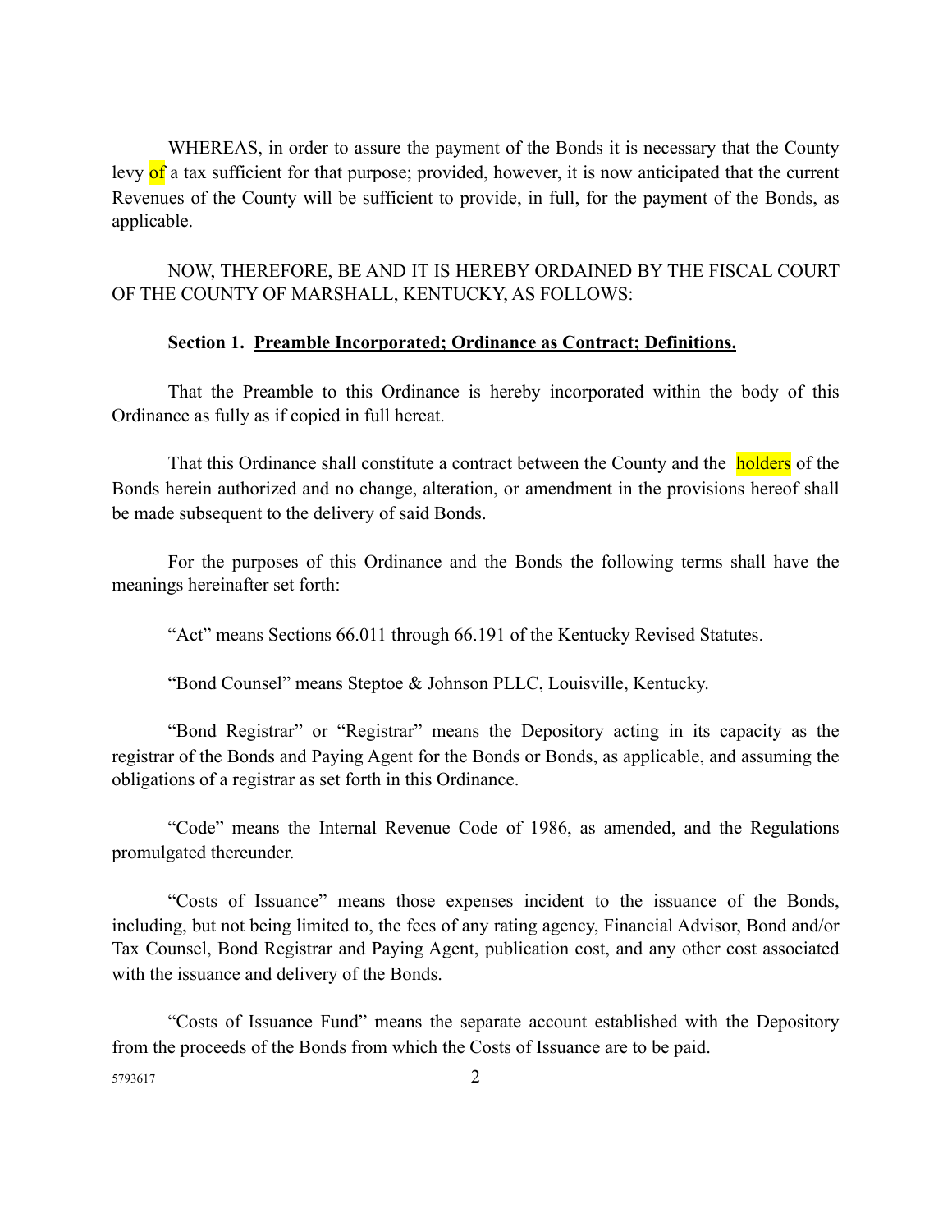WHEREAS, in order to assure the payment of the Bonds it is necessary that the County levy of a tax sufficient for that purpose; provided, however, it is now anticipated that the current Revenues of the County will be sufficient to provide, in full, for the payment of the Bonds, as applicable.

NOW, THEREFORE, BE AND IT IS HEREBY ORDAINED BY THE FISCAL COURT OF THE COUNTY OF MARSHALL, KENTUCKY, AS FOLLOWS:

**Section 1. <u>Preamble Incorporated; Ordinance as Contract; Definitions.</u>**

That the Preamble to this Ordinance is hereby incorporated within the body of this Ordinance as fully as if copied in full hereat.

That this Ordinance shall constitute a contract between the County and the holders of the Bonds herein authorized and no change, alteration, or amendment in the provisions hereof shall be made subsequent to the delivery of said Bonds.

For the purposes of this Ordinance and the Bonds the following terms shall have the meanings hereinafter set forth:

"Act" means Sections 66.011 through 66.191 of the Kentucky Revised Statutes.

"Bond Counsel" means Steptoe & Johnson PLLC, Louisville, Kentucky.

"Bond Registrar" or "Registrar" means the Depository acting in its capacity as the registrar of the Bonds and Paying Agent for the Bonds or Bonds, as applicable, and assuming the obligations of a registrar as set forth in this Ordinance.

"Code" means the Internal Revenue Code of 1986, as amended, and the Regulations promulgated thereunder.

"Costs of Issuance" means those expenses incident to the issuance of the Bonds, including, but not being limited to, the fees of any rating agency, Financial Advisor, Bond and/or Tax Counsel, Bond Registrar and Paying Agent, publication cost, and any other cost associated with the issuance and delivery of the Bonds.

"Costs of Issuance Fund" means the separate account established with the Depository from the proceeds of the Bonds from which the Costs of Issuance are to be paid.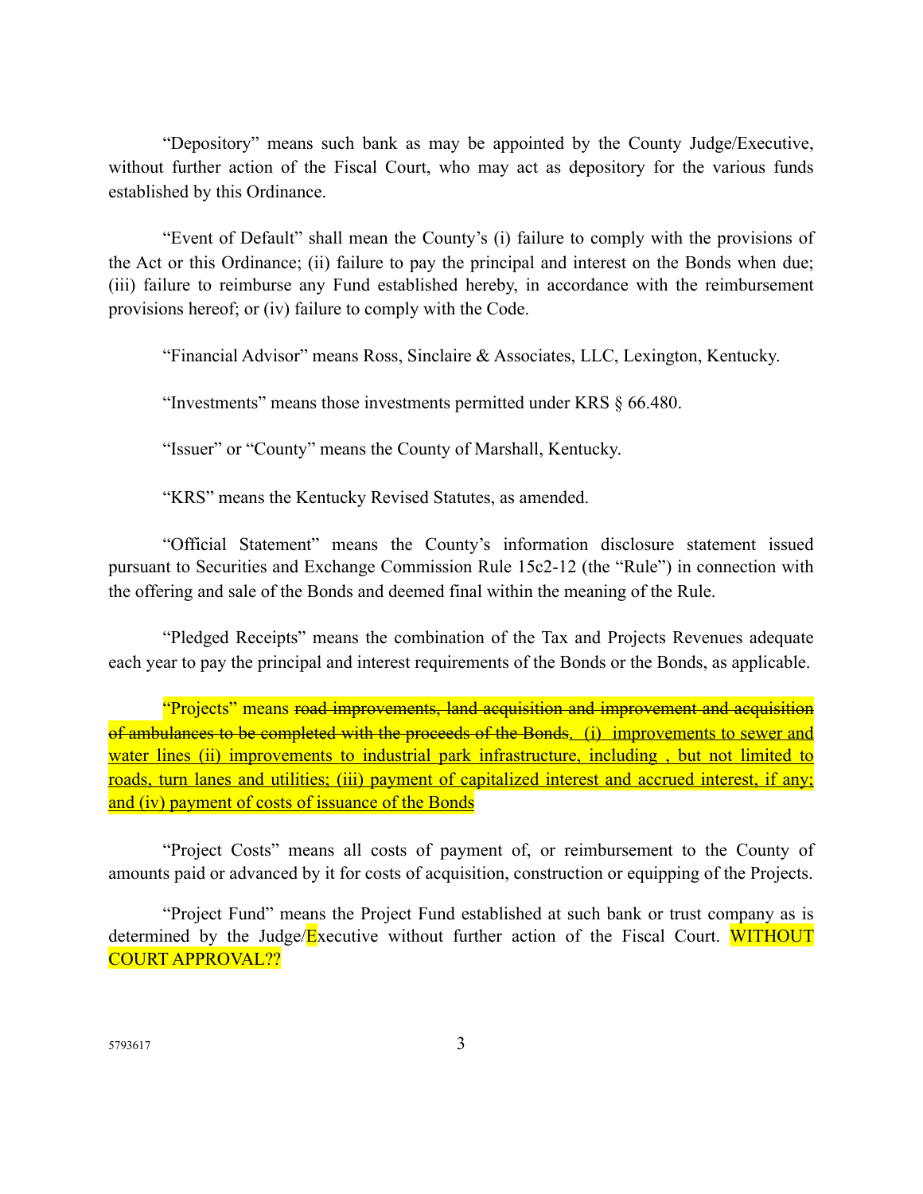"Depository" means such bank as may be appointed by the County Judge/Executive, without further action of the Fiscal Court, who may act as depository for the various funds established by this Ordinance.

"Event of Default" shall mean the County's (i) failure to comply with the provisions of the Act or this Ordinance; (ii) failure to pay the principal and interest on the Bonds when due; (iii) failure to reimburse any Fund established hereby, in accordance with the reimbursement provisions hereof; or (iv) failure to comply with the Code.

"Financial Advisor" means Ross, Sinclaire & Associates, LLC, Lexington, Kentucky.

"Investments" means those investments permitted under KRS § 66.480.

"Issuer" or "County" means the County of Marshall, Kentucky.

"KRS" means the Kentucky Revised Statutes, as amended.

"Official Statement" means the County's information disclosure statement issued pursuant to Securities and Exchange Commission Rule 15c2-12 (the "Rule") in connection with the offering and sale of the Bonds and deemed final within the meaning of the Rule.

"Pledged Receipts" means the combination of the Tax and Projects Revenues adequate each year to pay the principal and interest requirements of the Bonds or the Bonds, as applicable.

"Projects" means ~~road improvements, land acquisition and improvement and acquisition of ambulances to be completed with the proceeds of the Bonds~~. (i) improvements to sewer and water lines (ii) improvements to industrial park infrastructure, including , but not limited to roads, turn lanes and utilities; (iii) payment of capitalized interest and accrued interest, if any; and (iv) payment of costs of issuance of the Bonds

"Project Costs" means all costs of payment of, or reimbursement to the County of amounts paid or advanced by it for costs of acquisition, construction or equipping of the Projects.

"Project Fund" means the Project Fund established at such bank or trust company as is determined by the Judge/Executive without further action of the Fiscal Court. WITHOUT COURT APPROVAL??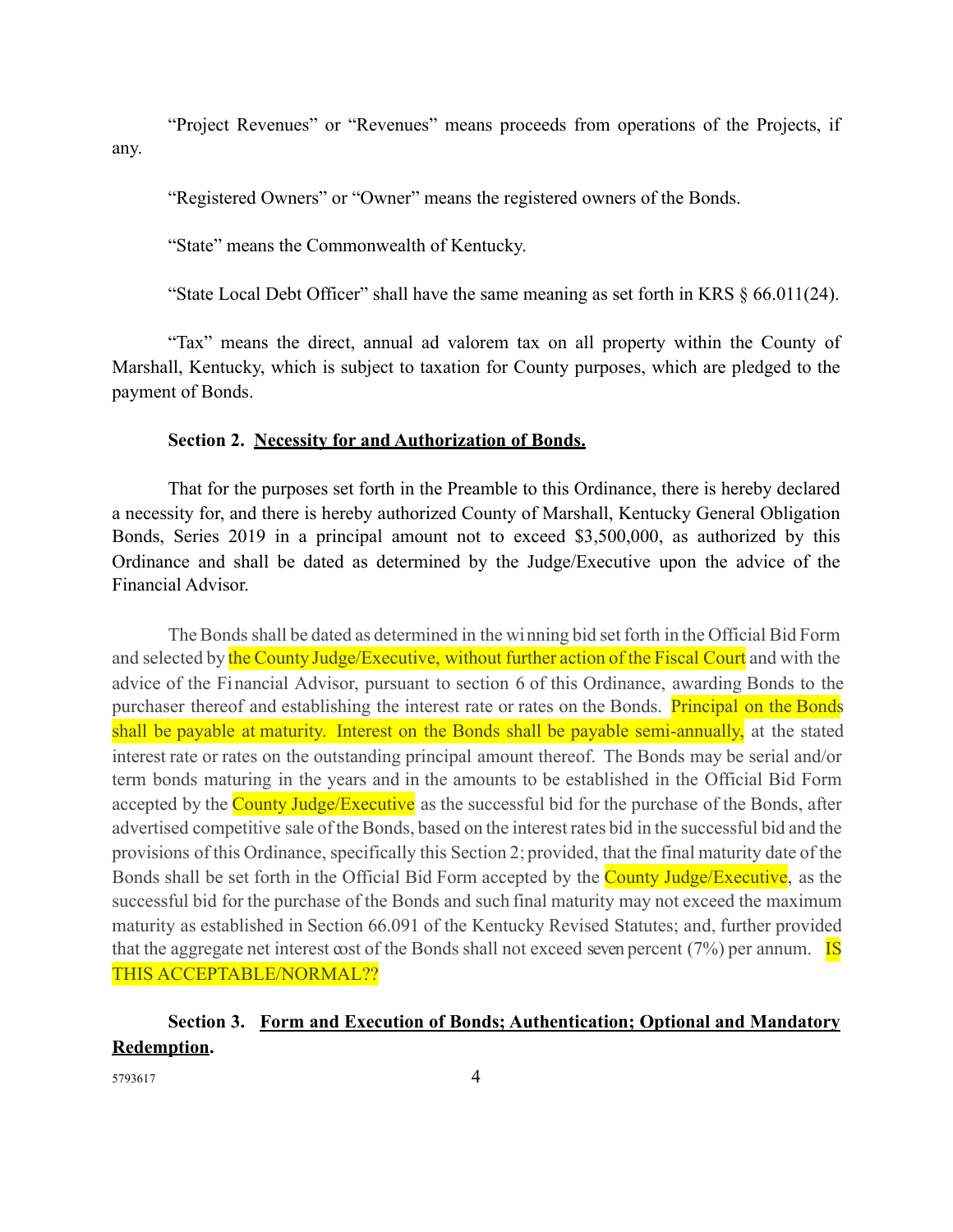"Project Revenues" or "Revenues" means proceeds from operations of the Projects, if any.

"Registered Owners" or "Owner" means the registered owners of the Bonds.

"State" means the Commonwealth of Kentucky.

"State Local Debt Officer" shall have the same meaning as set forth in KRS § 66.011(24).

"Tax" means the direct, annual ad valorem tax on all property within the County of Marshall, Kentucky, which is subject to taxation for County purposes, which are pledged to the payment of Bonds.

**Section 2. Necessity for and Authorization of Bonds.**

That for the purposes set forth in the Preamble to this Ordinance, there is hereby declared a necessity for, and there is hereby authorized County of Marshall, Kentucky General Obligation Bonds, Series 2019 in a principal amount not to exceed $3,500,000, as authorized by this Ordinance and shall be dated as determined by the Judge/Executive upon the advice of the Financial Advisor.

The Bonds shall be dated as determined in the winning bid set forth in the Official Bid Form and selected by the County Judge/Executive, without further action of the Fiscal Court and with the advice of the Financial Advisor, pursuant to section 6 of this Ordinance, awarding Bonds to the purchaser thereof and establishing the interest rate or rates on the Bonds. Principal on the Bonds shall be payable at maturity. Interest on the Bonds shall be payable semi-annually, at the stated interest rate or rates on the outstanding principal amount thereof. The Bonds may be serial and/or term bonds maturing in the years and in the amounts to be established in the Official Bid Form accepted by the County Judge/Executive as the successful bid for the purchase of the Bonds, after advertised competitive sale of the Bonds, based on the interest rates bid in the successful bid and the provisions of this Ordinance, specifically this Section 2; provided, that the final maturity date of the Bonds shall be set forth in the Official Bid Form accepted by the County Judge/Executive, as the successful bid for the purchase of the Bonds and such final maturity may not exceed the maximum maturity as established in Section 66.091 of the Kentucky Revised Statutes; and, further provided that the aggregate net interest cost of the Bonds shall not exceed seven percent (7%) per annum. IS THIS ACCEPTABLE/NORMAL??

**Section 3. Form and Execution of Bonds; Authentication; Optional and Mandatory Redemption.**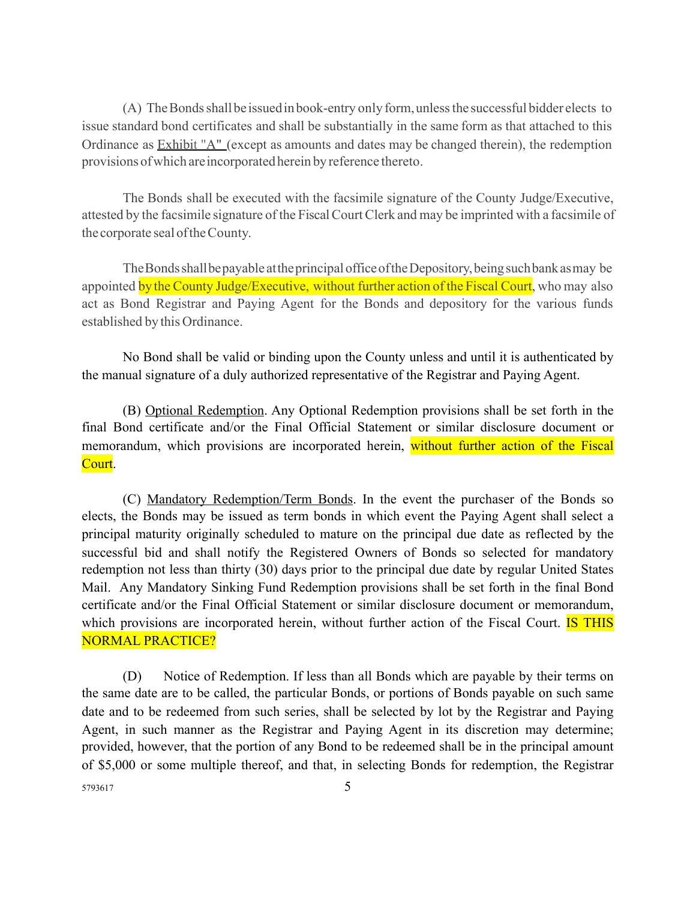(A) The Bonds shall be issued in book-entry only form, unless the successful bidder elects to issue standard bond certificates and shall be substantially in the same form as that attached to this Ordinance as Exhibit "A" (except as amounts and dates may be changed therein), the redemption provisions of which are incorporated herein by reference thereto.

The Bonds shall be executed with the facsimile signature of the County Judge/Executive, attested by the facsimile signature of the Fiscal Court Clerk and may be imprinted with a facsimile of the corporate seal of the County.

The Bonds shall be payable at the principal office of the Depository, being such bank as may be appointed by the County Judge/Executive, without further action of the Fiscal Court, who may also act as Bond Registrar and Paying Agent for the Bonds and depository for the various funds established by this Ordinance.

No Bond shall be valid or binding upon the County unless and until it is authenticated by the manual signature of a duly authorized representative of the Registrar and Paying Agent.

(B) Optional Redemption. Any Optional Redemption provisions shall be set forth in the final Bond certificate and/or the Final Official Statement or similar disclosure document or memorandum, which provisions are incorporated herein, without further action of the Fiscal Court.

(C) Mandatory Redemption/Term Bonds. In the event the purchaser of the Bonds so elects, the Bonds may be issued as term bonds in which event the Paying Agent shall select a principal maturity originally scheduled to mature on the principal due date as reflected by the successful bid and shall notify the Registered Owners of Bonds so selected for mandatory redemption not less than thirty (30) days prior to the principal due date by regular United States Mail. Any Mandatory Sinking Fund Redemption provisions shall be set forth in the final Bond certificate and/or the Final Official Statement or similar disclosure document or memorandum, which provisions are incorporated herein, without further action of the Fiscal Court. IS THIS NORMAL PRACTICE?

(D) Notice of Redemption. If less than all Bonds which are payable by their terms on the same date are to be called, the particular Bonds, or portions of Bonds payable on such same date and to be redeemed from such series, shall be selected by lot by the Registrar and Paying Agent, in such manner as the Registrar and Paying Agent in its discretion may determine; provided, however, that the portion of any Bond to be redeemed shall be in the principal amount of $5,000 or some multiple thereof, and that, in selecting Bonds for redemption, the Registrar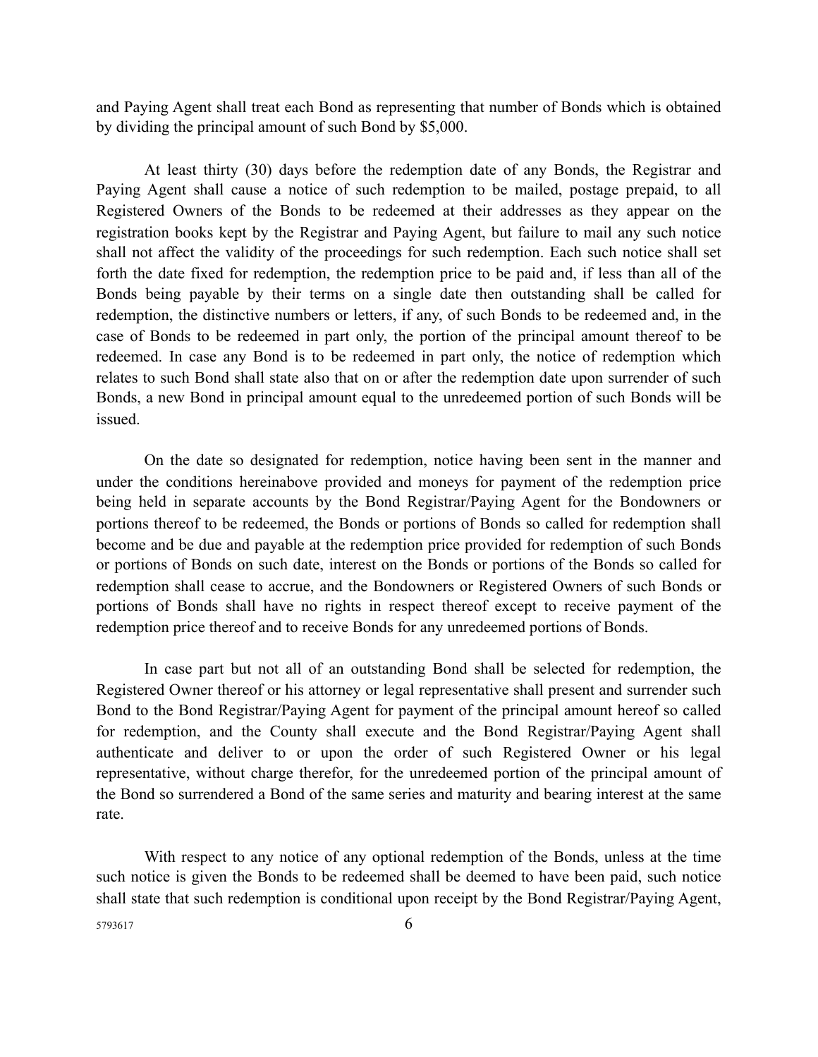and Paying Agent shall treat each Bond as representing that number of Bonds which is obtained by dividing the principal amount of such Bond by $5,000.

At least thirty (30) days before the redemption date of any Bonds, the Registrar and Paying Agent shall cause a notice of such redemption to be mailed, postage prepaid, to all Registered Owners of the Bonds to be redeemed at their addresses as they appear on the registration books kept by the Registrar and Paying Agent, but failure to mail any such notice shall not affect the validity of the proceedings for such redemption. Each such notice shall set forth the date fixed for redemption, the redemption price to be paid and, if less than all of the Bonds being payable by their terms on a single date then outstanding shall be called for redemption, the distinctive numbers or letters, if any, of such Bonds to be redeemed and, in the case of Bonds to be redeemed in part only, the portion of the principal amount thereof to be redeemed. In case any Bond is to be redeemed in part only, the notice of redemption which relates to such Bond shall state also that on or after the redemption date upon surrender of such Bonds, a new Bond in principal amount equal to the unredeemed portion of such Bonds will be issued.

On the date so designated for redemption, notice having been sent in the manner and under the conditions hereinabove provided and moneys for payment of the redemption price being held in separate accounts by the Bond Registrar/Paying Agent for the Bondowners or portions thereof to be redeemed, the Bonds or portions of Bonds so called for redemption shall become and be due and payable at the redemption price provided for redemption of such Bonds or portions of Bonds on such date, interest on the Bonds or portions of the Bonds so called for redemption shall cease to accrue, and the Bondowners or Registered Owners of such Bonds or portions of Bonds shall have no rights in respect thereof except to receive payment of the redemption price thereof and to receive Bonds for any unredeemed portions of Bonds.

In case part but not all of an outstanding Bond shall be selected for redemption, the Registered Owner thereof or his attorney or legal representative shall present and surrender such Bond to the Bond Registrar/Paying Agent for payment of the principal amount hereof so called for redemption, and the County shall execute and the Bond Registrar/Paying Agent shall authenticate and deliver to or upon the order of such Registered Owner or his legal representative, without charge therefor, for the unredeemed portion of the principal amount of the Bond so surrendered a Bond of the same series and maturity and bearing interest at the same rate.

With respect to any notice of any optional redemption of the Bonds, unless at the time such notice is given the Bonds to be redeemed shall be deemed to have been paid, such notice shall state that such redemption is conditional upon receipt by the Bond Registrar/Paying Agent,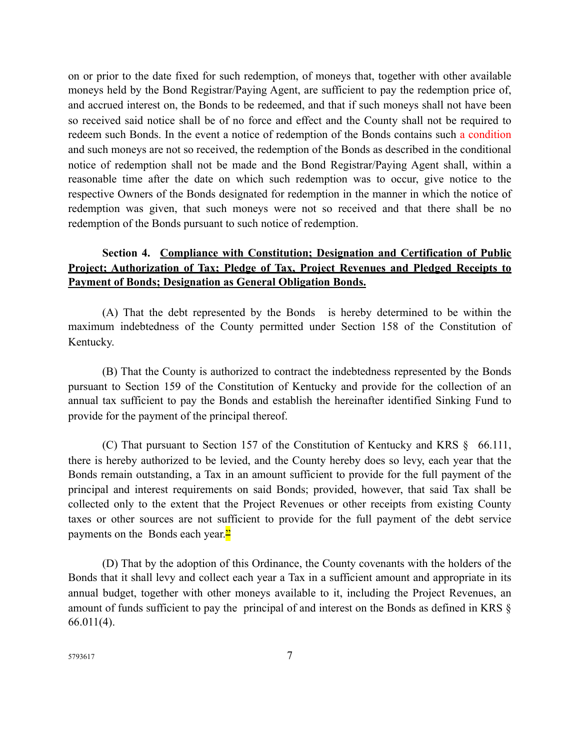on or prior to the date fixed for such redemption, of moneys that, together with other available moneys held by the Bond Registrar/Paying Agent, are sufficient to pay the redemption price of, and accrued interest on, the Bonds to be redeemed, and that if such moneys shall not have been so received said notice shall be of no force and effect and the County shall not be required to redeem such Bonds. In the event a notice of redemption of the Bonds contains such a condition and such moneys are not so received, the redemption of the Bonds as described in the conditional notice of redemption shall not be made and the Bond Registrar/Paying Agent shall, within a reasonable time after the date on which such redemption was to occur, give notice to the respective Owners of the Bonds designated for redemption in the manner in which the notice of redemption was given, that such moneys were not so received and that there shall be no redemption of the Bonds pursuant to such notice of redemption.

**Section 4. <u>Compliance with Constitution; Designation and Certification of Public Project; Authorization of Tax; Pledge of Tax, Project Revenues and Pledged Receipts to Payment of Bonds; Designation as General Obligation Bonds.</u>**

(A) That the debt represented by the Bonds is hereby determined to be within the maximum indebtedness of the County permitted under Section 158 of the Constitution of Kentucky.

(B) That the County is authorized to contract the indebtedness represented by the Bonds pursuant to Section 159 of the Constitution of Kentucky and provide for the collection of an annual tax sufficient to pay the Bonds and establish the hereinafter identified Sinking Fund to provide for the payment of the principal thereof.

(C) That pursuant to Section 157 of the Constitution of Kentucky and KRS § 66.111, there is hereby authorized to be levied, and the County hereby does so levy, each year that the Bonds remain outstanding, a Tax in an amount sufficient to provide for the full payment of the principal and interest requirements on said Bonds; provided, however, that said Tax shall be collected only to the extent that the Project Revenues or other receipts from existing County taxes or other sources are not sufficient to provide for the full payment of the debt service payments on the Bonds each year."

(D) That by the adoption of this Ordinance, the County covenants with the holders of the Bonds that it shall levy and collect each year a Tax in a sufficient amount and appropriate in its annual budget, together with other moneys available to it, including the Project Revenues, an amount of funds sufficient to pay the principal of and interest on the Bonds as defined in KRS § 66.011(4).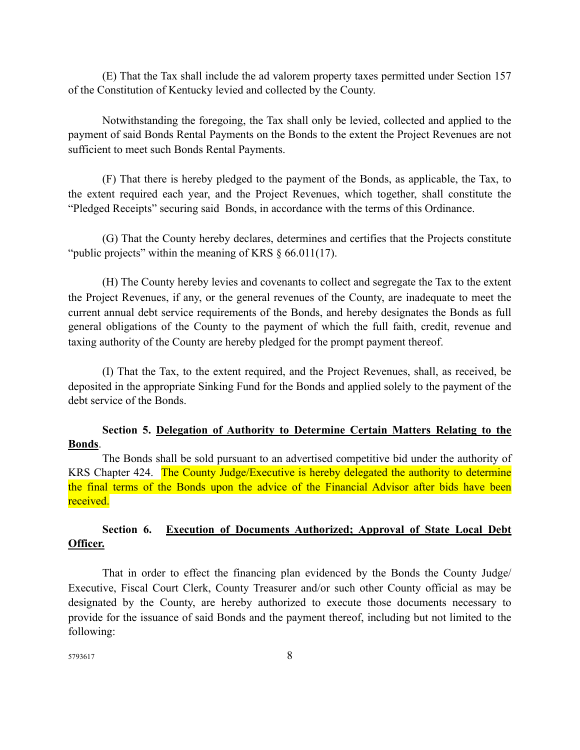(E) That the Tax shall include the ad valorem property taxes permitted under Section 157 of the Constitution of Kentucky levied and collected by the County.

Notwithstanding the foregoing, the Tax shall only be levied, collected and applied to the payment of said Bonds Rental Payments on the Bonds to the extent the Project Revenues are not sufficient to meet such Bonds Rental Payments.

(F) That there is hereby pledged to the payment of the Bonds, as applicable, the Tax, to the extent required each year, and the Project Revenues, which together, shall constitute the "Pledged Receipts" securing said Bonds, in accordance with the terms of this Ordinance.

(G) That the County hereby declares, determines and certifies that the Projects constitute "public projects" within the meaning of KRS § 66.011(17).

(H) The County hereby levies and covenants to collect and segregate the Tax to the extent the Project Revenues, if any, or the general revenues of the County, are inadequate to meet the current annual debt service requirements of the Bonds, and hereby designates the Bonds as full general obligations of the County to the payment of which the full faith, credit, revenue and taxing authority of the County are hereby pledged for the prompt payment thereof.

(I) That the Tax, to the extent required, and the Project Revenues, shall, as received, be deposited in the appropriate Sinking Fund for the Bonds and applied solely to the payment of the debt service of the Bonds.

**Section 5. Delegation of Authority to Determine Certain Matters Relating to the Bonds.**

The Bonds shall be sold pursuant to an advertised competitive bid under the authority of KRS Chapter 424. The County Judge/Executive is hereby delegated the authority to determine the final terms of the Bonds upon the advice of the Financial Advisor after bids have been received.

**Section 6. Execution of Documents Authorized; Approval of State Local Debt Officer.**

That in order to effect the financing plan evidenced by the Bonds the County Judge/Executive, Fiscal Court Clerk, County Treasurer and/or such other County official as may be designated by the County, are hereby authorized to execute those documents necessary to provide for the issuance of said Bonds and the payment thereof, including but not limited to the following: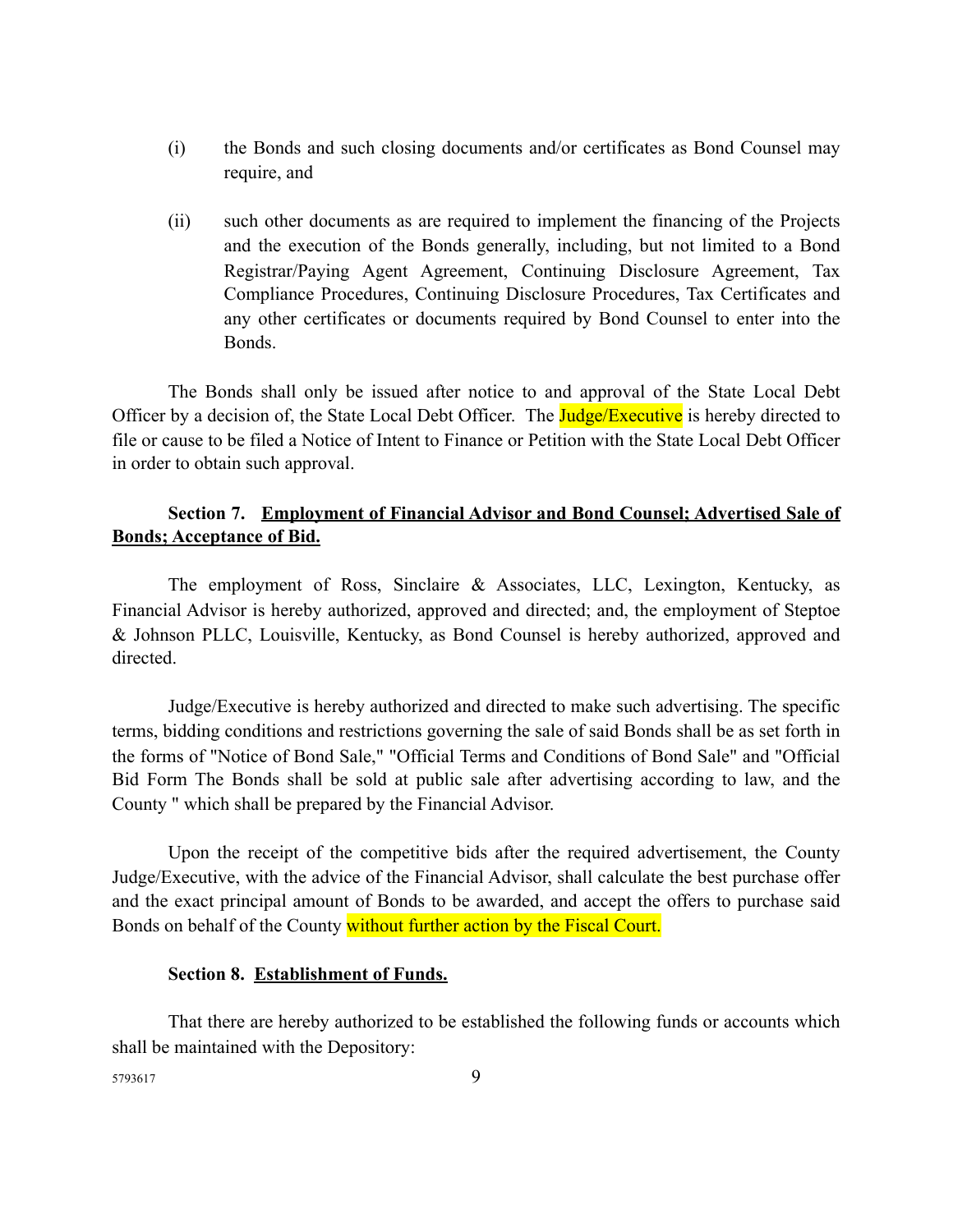(i) the Bonds and such closing documents and/or certificates as Bond Counsel may require, and

(ii) such other documents as are required to implement the financing of the Projects and the execution of the Bonds generally, including, but not limited to a Bond Registrar/Paying Agent Agreement, Continuing Disclosure Agreement, Tax Compliance Procedures, Continuing Disclosure Procedures, Tax Certificates and any other certificates or documents required by Bond Counsel to enter into the Bonds.

The Bonds shall only be issued after notice to and approval of the State Local Debt Officer by a decision of, the State Local Debt Officer. The Judge/Executive is hereby directed to file or cause to be filed a Notice of Intent to Finance or Petition with the State Local Debt Officer in order to obtain such approval.

**Section 7. Employment of Financial Advisor and Bond Counsel; Advertised Sale of Bonds; Acceptance of Bid.**

The employment of Ross, Sinclaire & Associates, LLC, Lexington, Kentucky, as Financial Advisor is hereby authorized, approved and directed; and, the employment of Steptoe & Johnson PLLC, Louisville, Kentucky, as Bond Counsel is hereby authorized, approved and directed.

Judge/Executive is hereby authorized and directed to make such advertising. The specific terms, bidding conditions and restrictions governing the sale of said Bonds shall be as set forth in the forms of "Notice of Bond Sale," "Official Terms and Conditions of Bond Sale" and "Official Bid Form The Bonds shall be sold at public sale after advertising according to law, and the County " which shall be prepared by the Financial Advisor.

Upon the receipt of the competitive bids after the required advertisement, the County Judge/Executive, with the advice of the Financial Advisor, shall calculate the best purchase offer and the exact principal amount of Bonds to be awarded, and accept the offers to purchase said Bonds on behalf of the County without further action by the Fiscal Court.

**Section 8. Establishment of Funds.**

That there are hereby authorized to be established the following funds or accounts which shall be maintained with the Depository: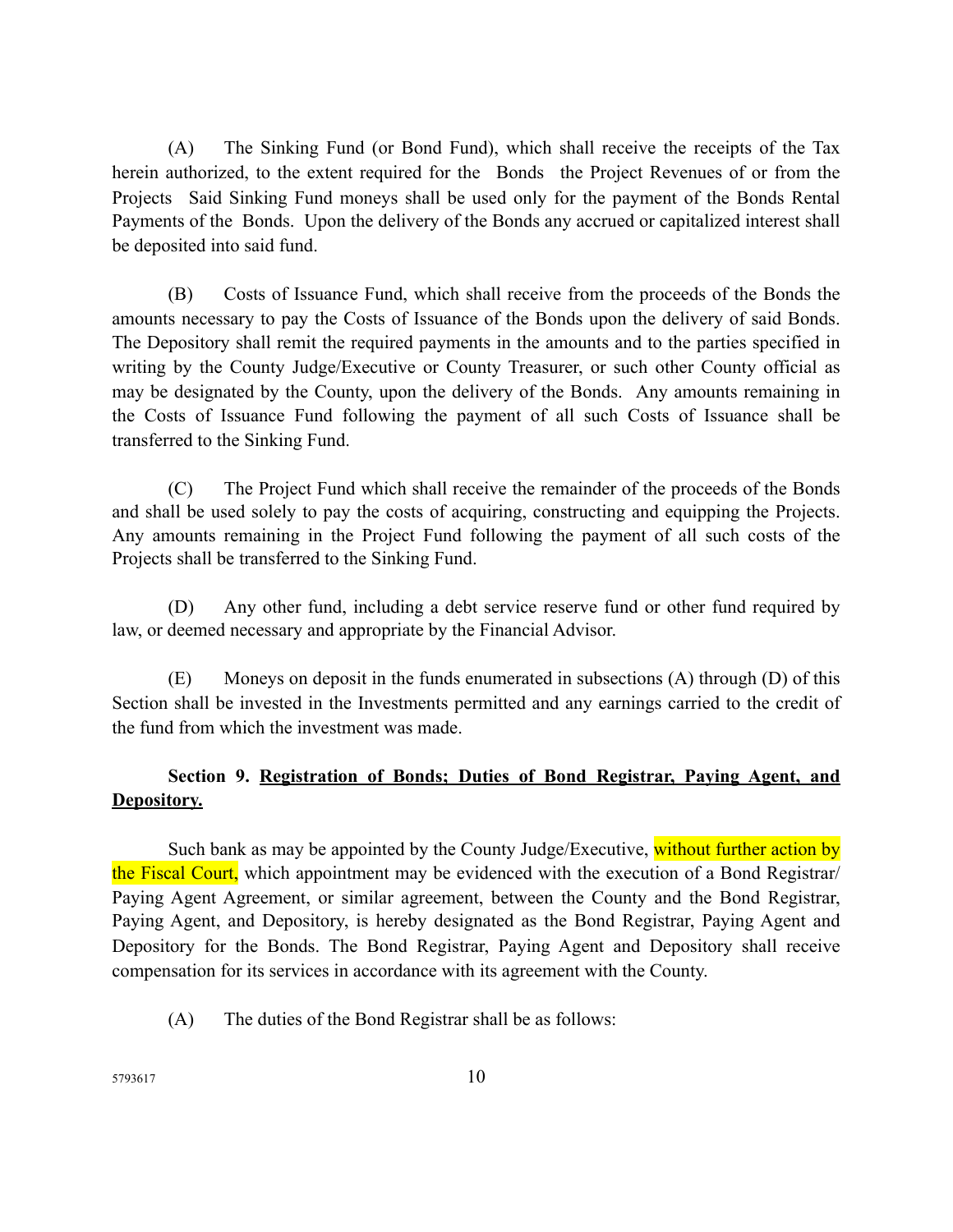(A) The Sinking Fund (or Bond Fund), which shall receive the receipts of the Tax herein authorized, to the extent required for the Bonds the Project Revenues of or from the Projects Said Sinking Fund moneys shall be used only for the payment of the Bonds Rental Payments of the Bonds. Upon the delivery of the Bonds any accrued or capitalized interest shall be deposited into said fund.

(B) Costs of Issuance Fund, which shall receive from the proceeds of the Bonds the amounts necessary to pay the Costs of Issuance of the Bonds upon the delivery of said Bonds. The Depository shall remit the required payments in the amounts and to the parties specified in writing by the County Judge/Executive or County Treasurer, or such other County official as may be designated by the County, upon the delivery of the Bonds. Any amounts remaining in the Costs of Issuance Fund following the payment of all such Costs of Issuance shall be transferred to the Sinking Fund.

(C) The Project Fund which shall receive the remainder of the proceeds of the Bonds and shall be used solely to pay the costs of acquiring, constructing and equipping the Projects. Any amounts remaining in the Project Fund following the payment of all such costs of the Projects shall be transferred to the Sinking Fund.

(D) Any other fund, including a debt service reserve fund or other fund required by law, or deemed necessary and appropriate by the Financial Advisor.

(E) Moneys on deposit in the funds enumerated in subsections (A) through (D) of this Section shall be invested in the Investments permitted and any earnings carried to the credit of the fund from which the investment was made.

**Section 9. Registration of Bonds; Duties of Bond Registrar, Paying Agent, and Depository.**

Such bank as may be appointed by the County Judge/Executive, without further action by the Fiscal Court, which appointment may be evidenced with the execution of a Bond Registrar/ Paying Agent Agreement, or similar agreement, between the County and the Bond Registrar, Paying Agent, and Depository, is hereby designated as the Bond Registrar, Paying Agent and Depository for the Bonds. The Bond Registrar, Paying Agent and Depository shall receive compensation for its services in accordance with its agreement with the County.

(A) The duties of the Bond Registrar shall be as follows:

5793617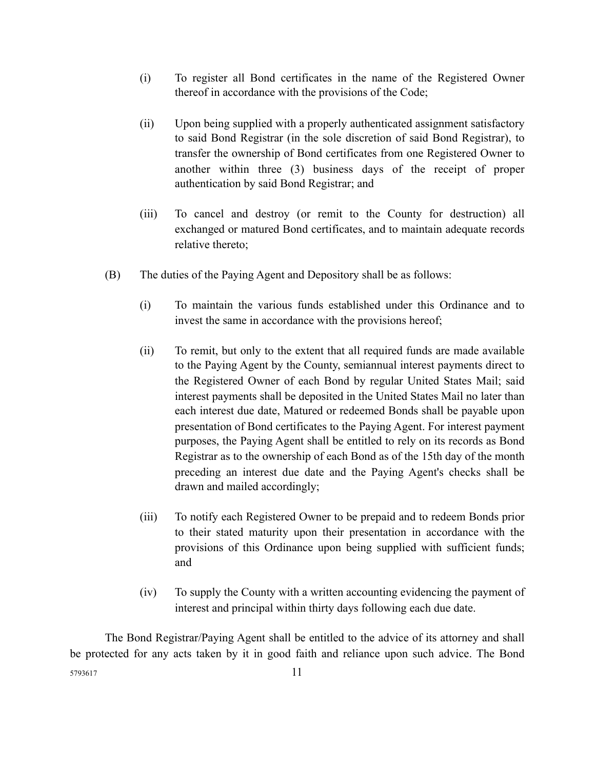(i) To register all Bond certificates in the name of the Registered Owner thereof in accordance with the provisions of the Code;

(ii) Upon being supplied with a properly authenticated assignment satisfactory to said Bond Registrar (in the sole discretion of said Bond Registrar), to transfer the ownership of Bond certificates from one Registered Owner to another within three (3) business days of the receipt of proper authentication by said Bond Registrar; and

(iii) To cancel and destroy (or remit to the County for destruction) all exchanged or matured Bond certificates, and to maintain adequate records relative thereto;

(B) The duties of the Paying Agent and Depository shall be as follows:

(i) To maintain the various funds established under this Ordinance and to invest the same in accordance with the provisions hereof;

(ii) To remit, but only to the extent that all required funds are made available to the Paying Agent by the County, semiannual interest payments direct to the Registered Owner of each Bond by regular United States Mail; said interest payments shall be deposited in the United States Mail no later than each interest due date, Matured or redeemed Bonds shall be payable upon presentation of Bond certificates to the Paying Agent. For interest payment purposes, the Paying Agent shall be entitled to rely on its records as Bond Registrar as to the ownership of each Bond as of the 15th day of the month preceding an interest due date and the Paying Agent's checks shall be drawn and mailed accordingly;

(iii) To notify each Registered Owner to be prepaid and to redeem Bonds prior to their stated maturity upon their presentation in accordance with the provisions of this Ordinance upon being supplied with sufficient funds; and

(iv) To supply the County with a written accounting evidencing the payment of interest and principal within thirty days following each due date.

The Bond Registrar/Paying Agent shall be entitled to the advice of its attorney and shall be protected for any acts taken by it in good faith and reliance upon such advice. The Bond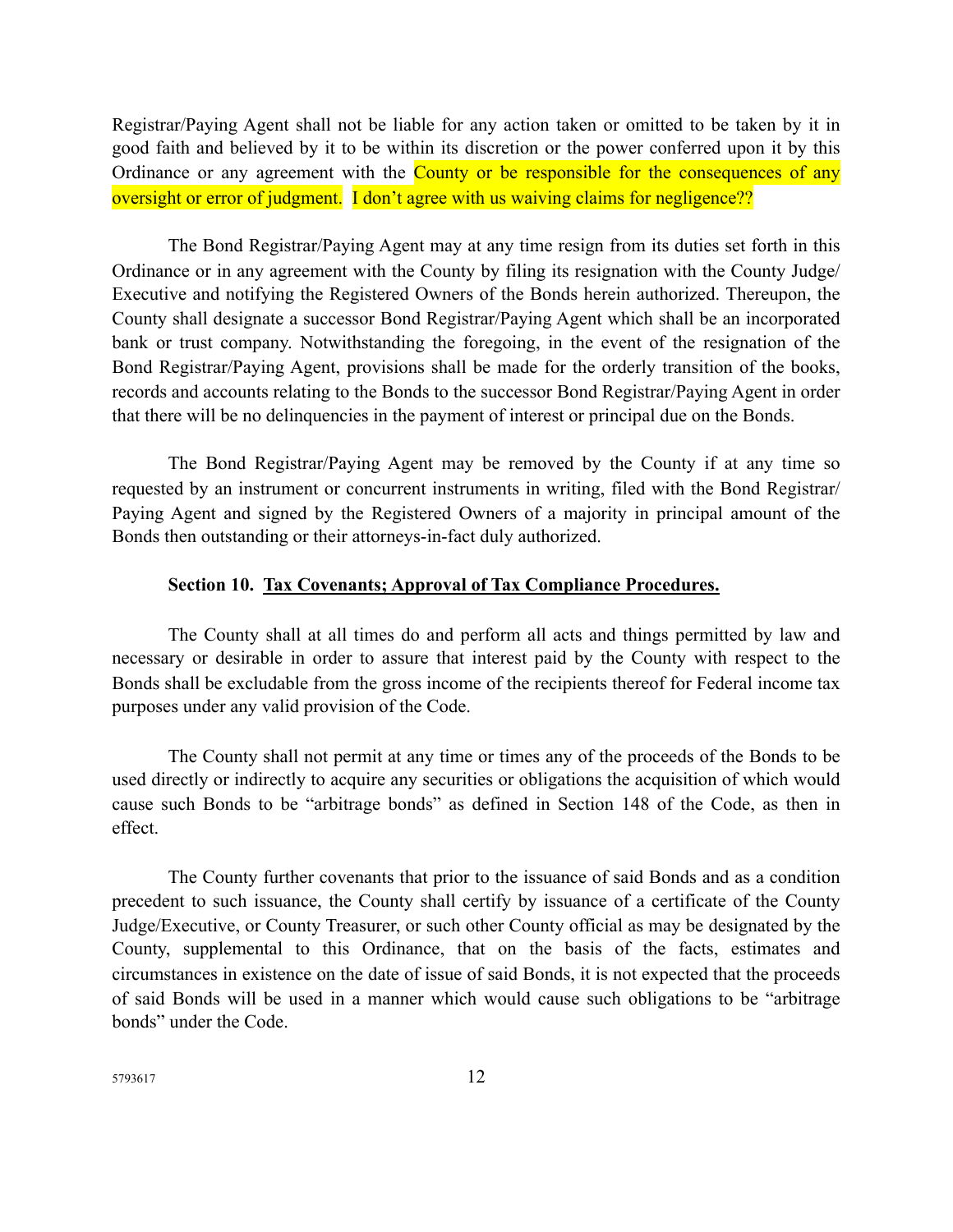Registrar/Paying Agent shall not be liable for any action taken or omitted to be taken by it in good faith and believed by it to be within its discretion or the power conferred upon it by this Ordinance or any agreement with the County or be responsible for the consequences of any oversight or error of judgment. I don't agree with us waiving claims for negligence??

The Bond Registrar/Paying Agent may at any time resign from its duties set forth in this Ordinance or in any agreement with the County by filing its resignation with the County Judge/ Executive and notifying the Registered Owners of the Bonds herein authorized. Thereupon, the County shall designate a successor Bond Registrar/Paying Agent which shall be an incorporated bank or trust company. Notwithstanding the foregoing, in the event of the resignation of the Bond Registrar/Paying Agent, provisions shall be made for the orderly transition of the books, records and accounts relating to the Bonds to the successor Bond Registrar/Paying Agent in order that there will be no delinquencies in the payment of interest or principal due on the Bonds.

The Bond Registrar/Paying Agent may be removed by the County if at any time so requested by an instrument or concurrent instruments in writing, filed with the Bond Registrar/ Paying Agent and signed by the Registered Owners of a majority in principal amount of the Bonds then outstanding or their attorneys-in-fact duly authorized.

**Section 10. Tax Covenants; Approval of Tax Compliance Procedures.**

The County shall at all times do and perform all acts and things permitted by law and necessary or desirable in order to assure that interest paid by the County with respect to the Bonds shall be excludable from the gross income of the recipients thereof for Federal income tax purposes under any valid provision of the Code.

The County shall not permit at any time or times any of the proceeds of the Bonds to be used directly or indirectly to acquire any securities or obligations the acquisition of which would cause such Bonds to be "arbitrage bonds" as defined in Section 148 of the Code, as then in effect.

The County further covenants that prior to the issuance of said Bonds and as a condition precedent to such issuance, the County shall certify by issuance of a certificate of the County Judge/Executive, or County Treasurer, or such other County official as may be designated by the County, supplemental to this Ordinance, that on the basis of the facts, estimates and circumstances in existence on the date of issue of said Bonds, it is not expected that the proceeds of said Bonds will be used in a manner which would cause such obligations to be "arbitrage bonds" under the Code.

5793617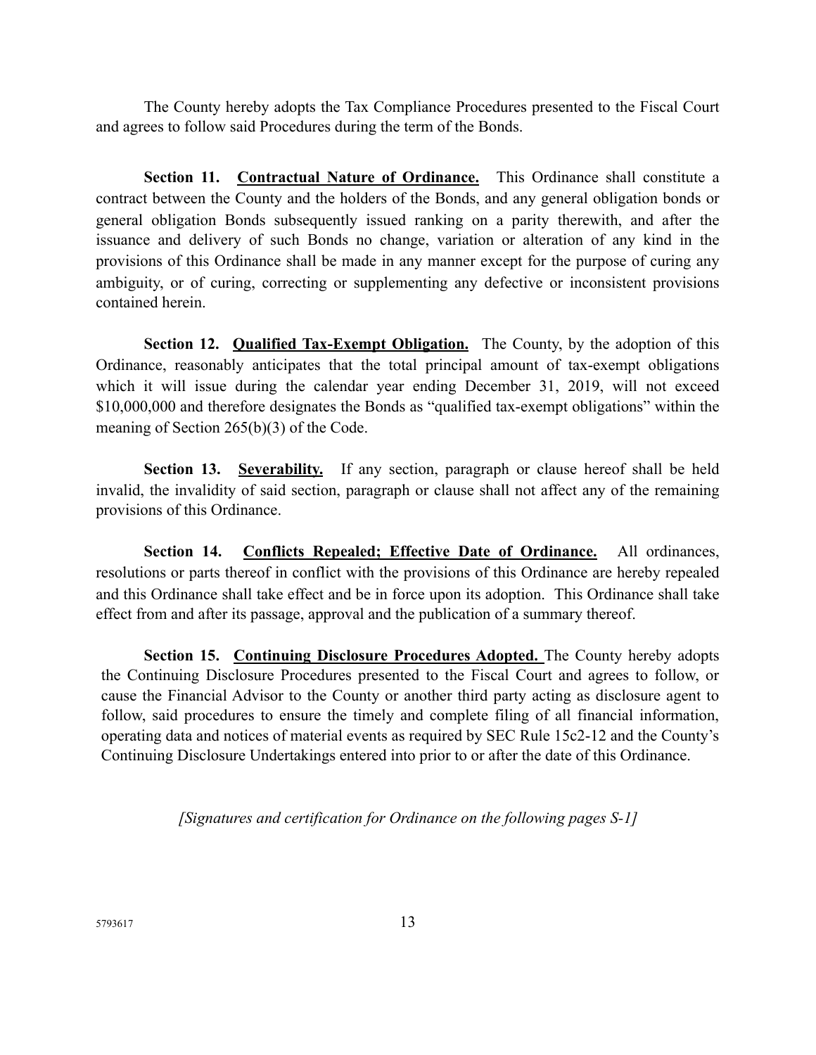The County hereby adopts the Tax Compliance Procedures presented to the Fiscal Court and agrees to follow said Procedures during the term of the Bonds.

**Section 11. Contractual Nature of Ordinance.** This Ordinance shall constitute a contract between the County and the holders of the Bonds, and any general obligation bonds or general obligation Bonds subsequently issued ranking on a parity therewith, and after the issuance and delivery of such Bonds no change, variation or alteration of any kind in the provisions of this Ordinance shall be made in any manner except for the purpose of curing any ambiguity, or of curing, correcting or supplementing any defective or inconsistent provisions contained herein.

**Section 12. Qualified Tax-Exempt Obligation.** The County, by the adoption of this Ordinance, reasonably anticipates that the total principal amount of tax-exempt obligations which it will issue during the calendar year ending December 31, 2019, will not exceed $10,000,000 and therefore designates the Bonds as "qualified tax-exempt obligations" within the meaning of Section 265(b)(3) of the Code.

**Section 13. Severability.** If any section, paragraph or clause hereof shall be held invalid, the invalidity of said section, paragraph or clause shall not affect any of the remaining provisions of this Ordinance.

**Section 14. Conflicts Repealed; Effective Date of Ordinance.** All ordinances, resolutions or parts thereof in conflict with the provisions of this Ordinance are hereby repealed and this Ordinance shall take effect and be in force upon its adoption. This Ordinance shall take effect from and after its passage, approval and the publication of a summary thereof.

**Section 15. Continuing Disclosure Procedures Adopted.** The County hereby adopts the Continuing Disclosure Procedures presented to the Fiscal Court and agrees to follow, or cause the Financial Advisor to the County or another third party acting as disclosure agent to follow, said procedures to ensure the timely and complete filing of all financial information, operating data and notices of material events as required by SEC Rule 15c2-12 and the County's Continuing Disclosure Undertakings entered into prior to or after the date of this Ordinance.

*[Signatures and certification for Ordinance on the following pages S-1]*

5793617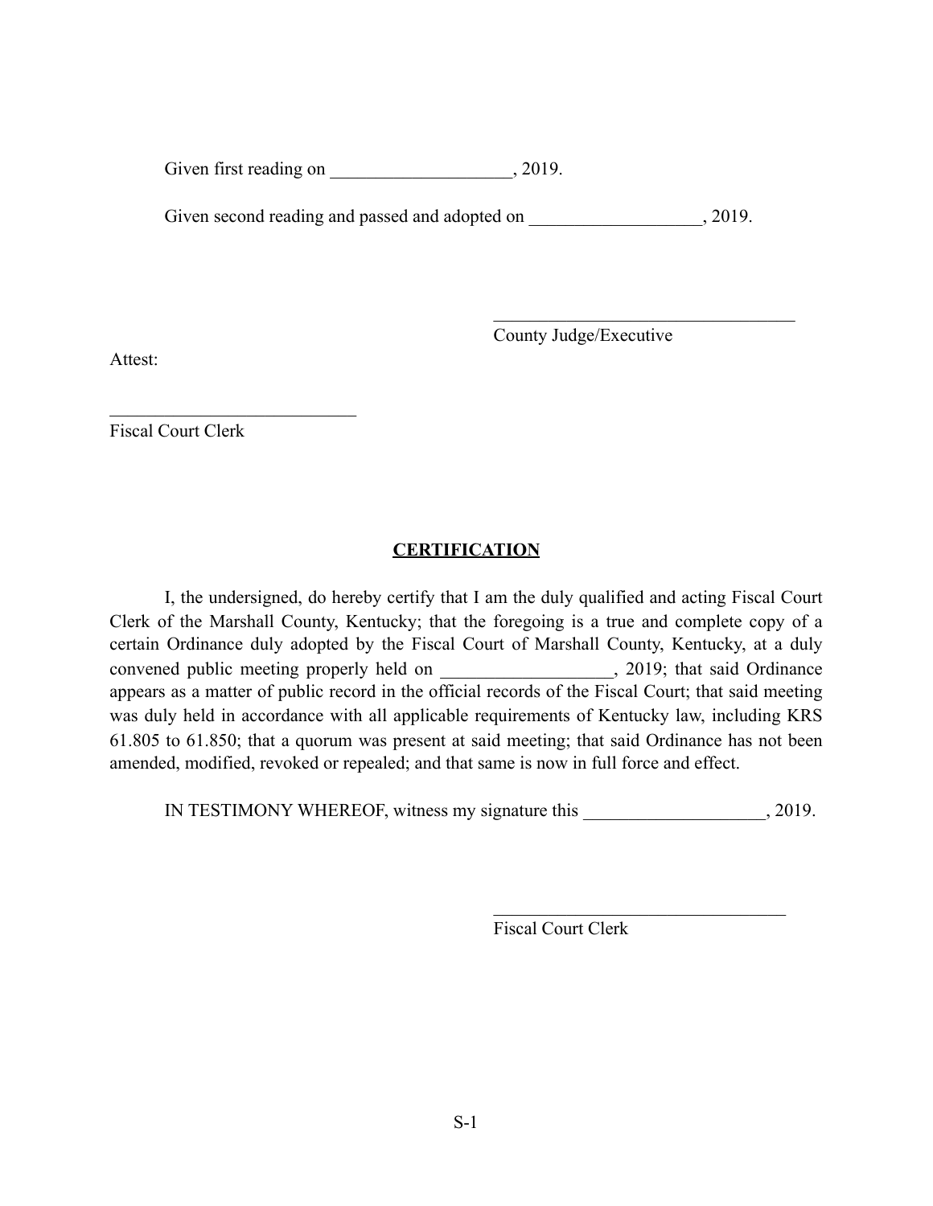Given first reading on ____________________, 2019.

Given second reading and passed and adopted on ___________________, 2019.

__________________________________
County Judge/Executive

Attest:

____________________________
Fiscal Court Clerk

**CERTIFICATION**

I, the undersigned, do hereby certify that I am the duly qualified and acting Fiscal Court Clerk of the Marshall County, Kentucky; that the foregoing is a true and complete copy of a certain Ordinance duly adopted by the Fiscal Court of Marshall County, Kentucky, at a duly convened public meeting properly held on ___________________, 2019; that said Ordinance appears as a matter of public record in the official records of the Fiscal Court; that said meeting was duly held in accordance with all applicable requirements of Kentucky law, including KRS 61.805 to 61.850; that a quorum was present at said meeting; that said Ordinance has not been amended, modified, revoked or repealed; and that same is now in full force and effect.

IN TESTIMONY WHEREOF, witness my signature this ____________________, 2019.

_________________________________
Fiscal Court Clerk